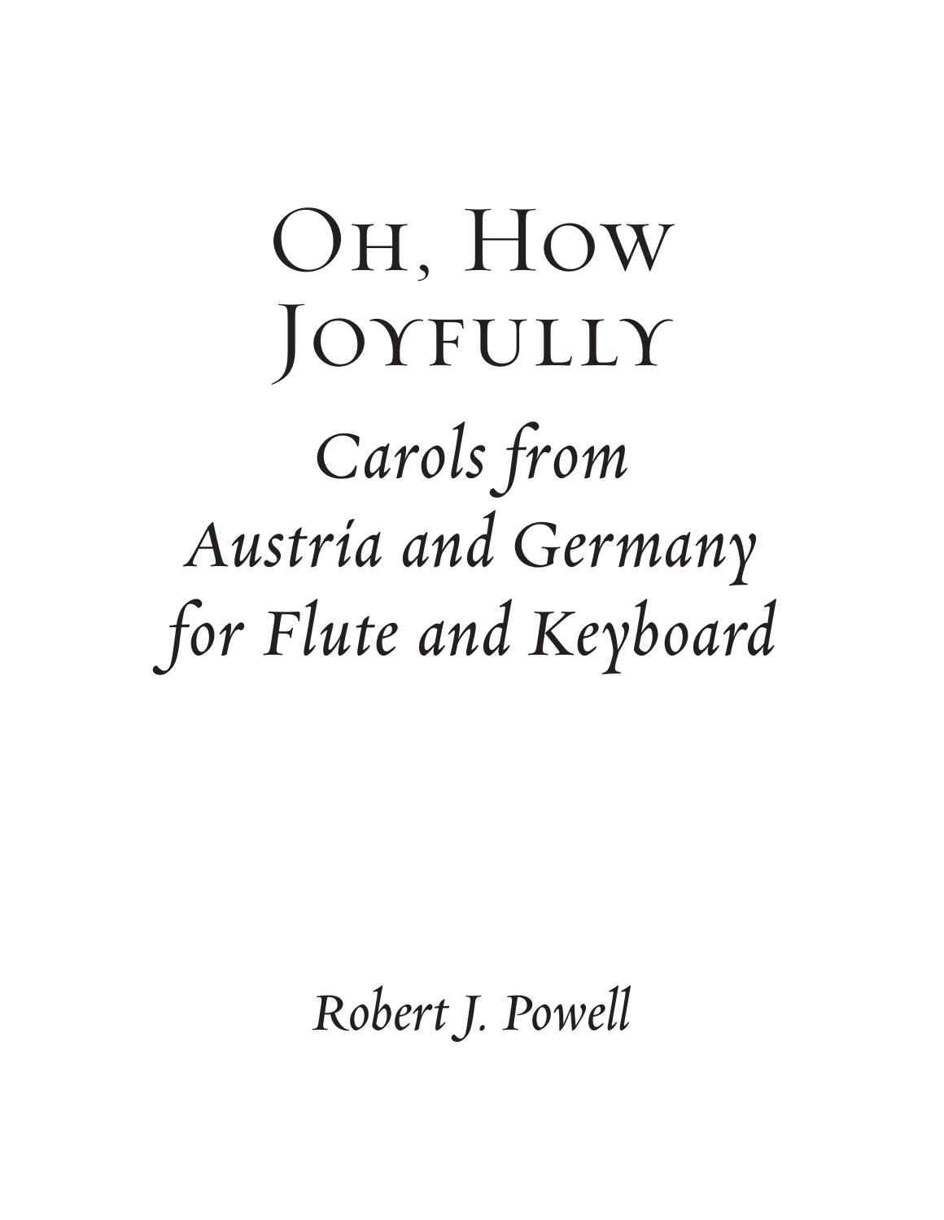# Oh, How Joyfully

## *Carols from Austria and Germany for Flute and Keyboard*

*Robert J. Powell*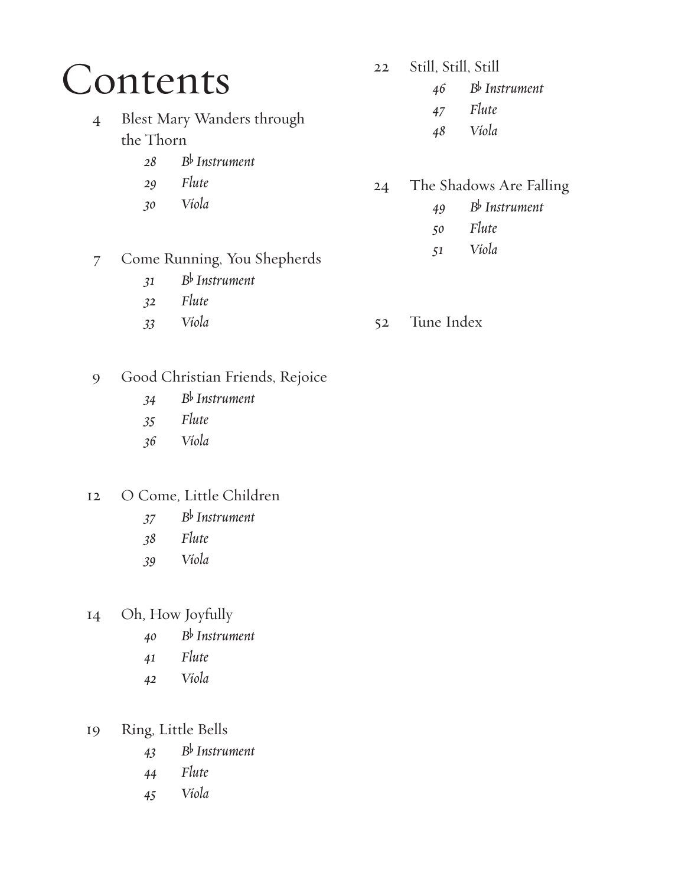# Contents

4 Blest Mary Wanders through the Thorn

- *28 B♭ Instrument*
- *29 Flute*
- *30 Viola*

7 Come Running, You Shepherds

- *31 B♭ Instrument*
- *32 Flute*
- *33 Viola*

9 Good Christian Friends, Rejoice

- *34 B♭ Instrument*
- *35 Flute*
- *36 Viola*

12 O Come, Little Children

- *37 B♭ Instrument*
- *38 Flute*
- *39 Viola*

14 Oh, How Joyfully

- *40 B♭ Instrument*
- *41 Flute*
- *42 Viola*

19 Ring, Little Bells

- *43 B♭ Instrument*
- *44 Flute*
- *45 Viola*

22 Still, Still, Still

- *46 B♭ Instrument*
- *47 Flute*
- *48 Viola*

24 The Shadows Are Falling

- *49 B♭ Instrument*
- *50 Flute*
- *51 Viola*

52 Tune Index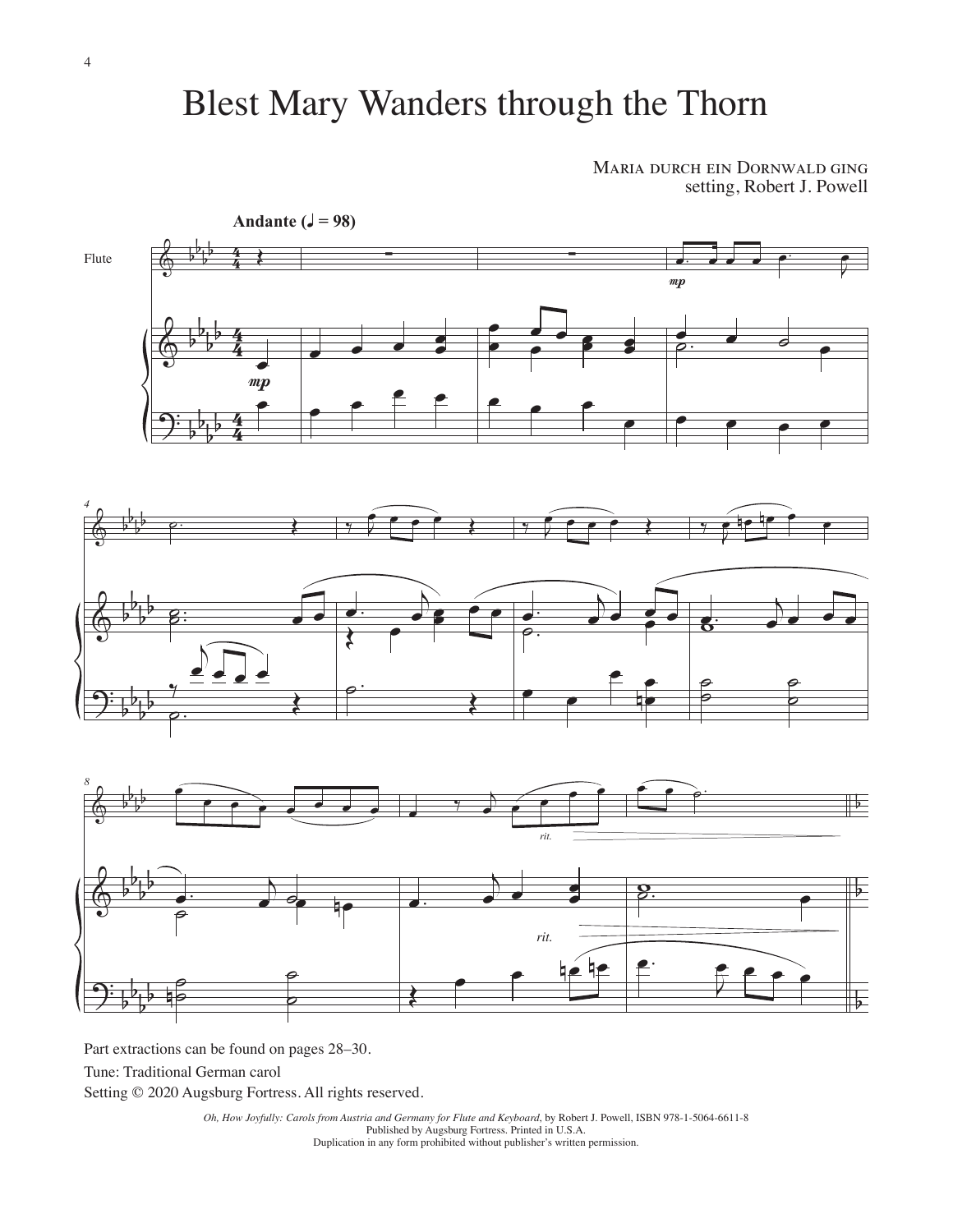# Blest Mary Wanders through the Thorn

Maria durch ein Dornwald ging
setting, Robert J. Powell

Part extractions can be found on pages 28–30.

Tune: Traditional German carol

Setting © 2020 Augsburg Fortress. All rights reserved.

*Oh, How Joyfully: Carols from Austria and Germany for Flute and Keyboard*, by Robert J. Powell, ISBN 978-1-5064-6611-8
Published by Augsburg Fortress. Printed in U.S.A.
Duplication in any form prohibited without publisher's written permission.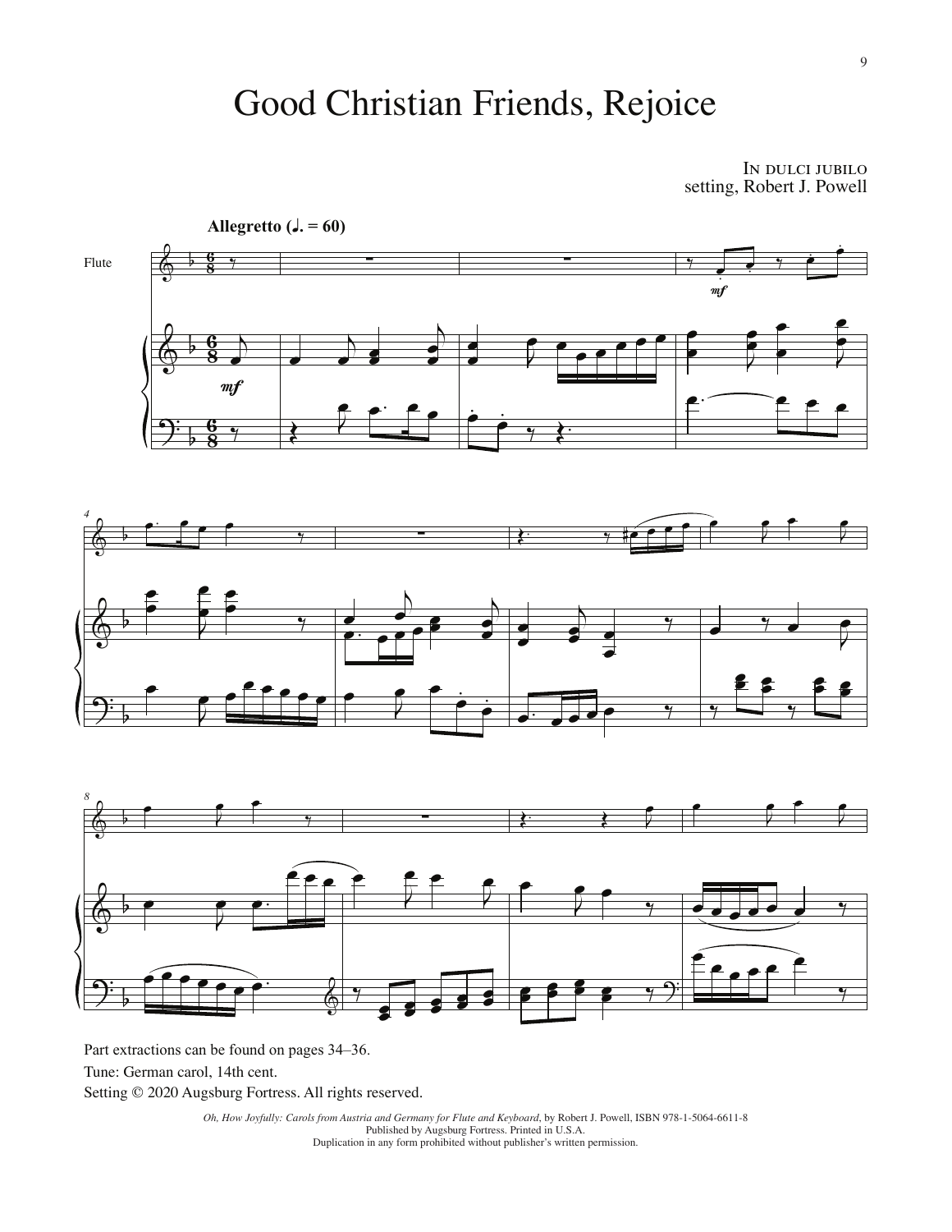# Good Christian Friends, Rejoice

IN DULCI JUBILO
setting, Robert J. Powell

Part extractions can be found on pages 34–36.

Tune: German carol, 14th cent.

Setting © 2020 Augsburg Fortress. All rights reserved.

*Oh, How Joyfully: Carols from Austria and Germany for Flute and Keyboard*, by Robert J. Powell, ISBN 978-1-5064-6611-8
Published by Augsburg Fortress. Printed in U.S.A.
Duplication in any form prohibited without publisher's written permission.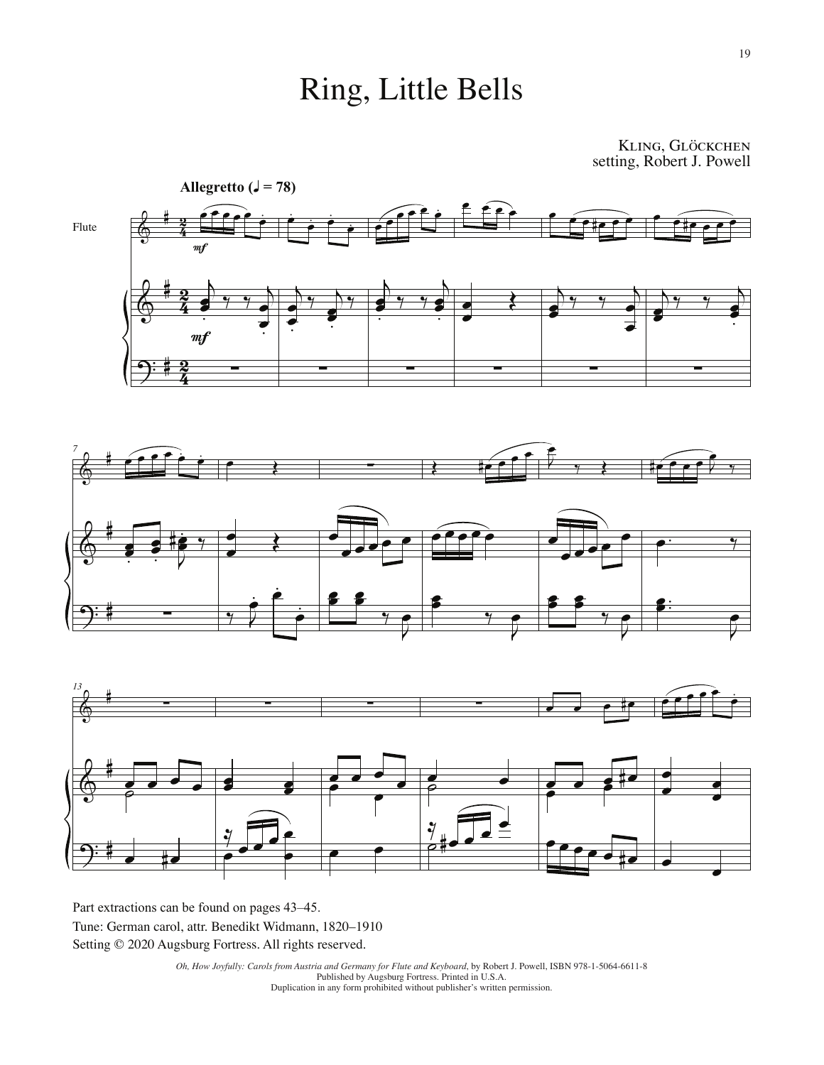# Ring, Little Bells

Kling, Glöckchen
setting, Robert J. Powell

Allegretto (♩ = 78)

Flute

Part extractions can be found on pages 43–45.
Tune: German carol, attr. Benedikt Widmann, 1820–1910
Setting © 2020 Augsburg Fortress. All rights reserved.

*Oh, How Joyfully: Carols from Austria and Germany for Flute and Keyboard*, by Robert J. Powell, ISBN 978-1-5064-6611-8
Published by Augsburg Fortress. Printed in U.S.A.
Duplication in any form prohibited without publisher's written permission.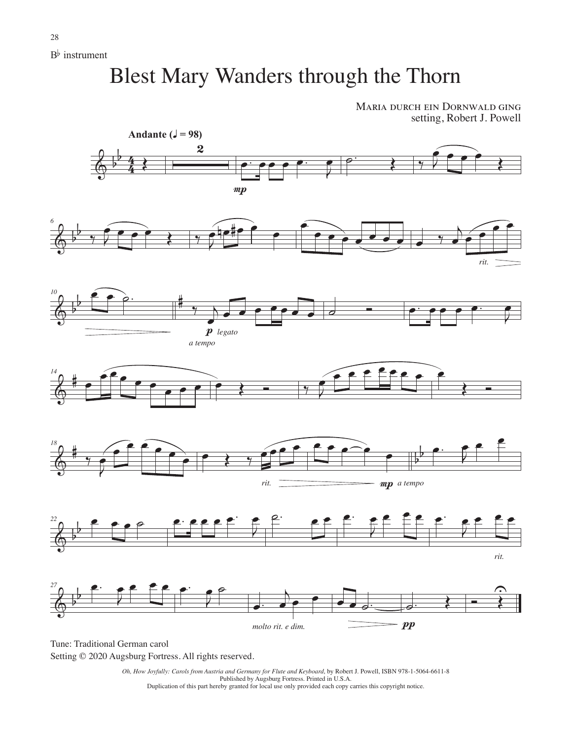B♭ instrument

# Blest Mary Wanders through the Thorn

Maria durch ein Dornwald ging
setting, Robert J. Powell

**Andante (♩ = 98)**

Tune: Traditional German carol
Setting © 2020 Augsburg Fortress. All rights reserved.

*Oh, How Joyfully: Carols from Austria and Germany for Flute and Keyboard*, by Robert J. Powell, ISBN 978-1-5064-6611-8
Published by Augsburg Fortress. Printed in U.S.A.
Duplication of this part hereby granted for local use only provided each copy carries this copyright notice.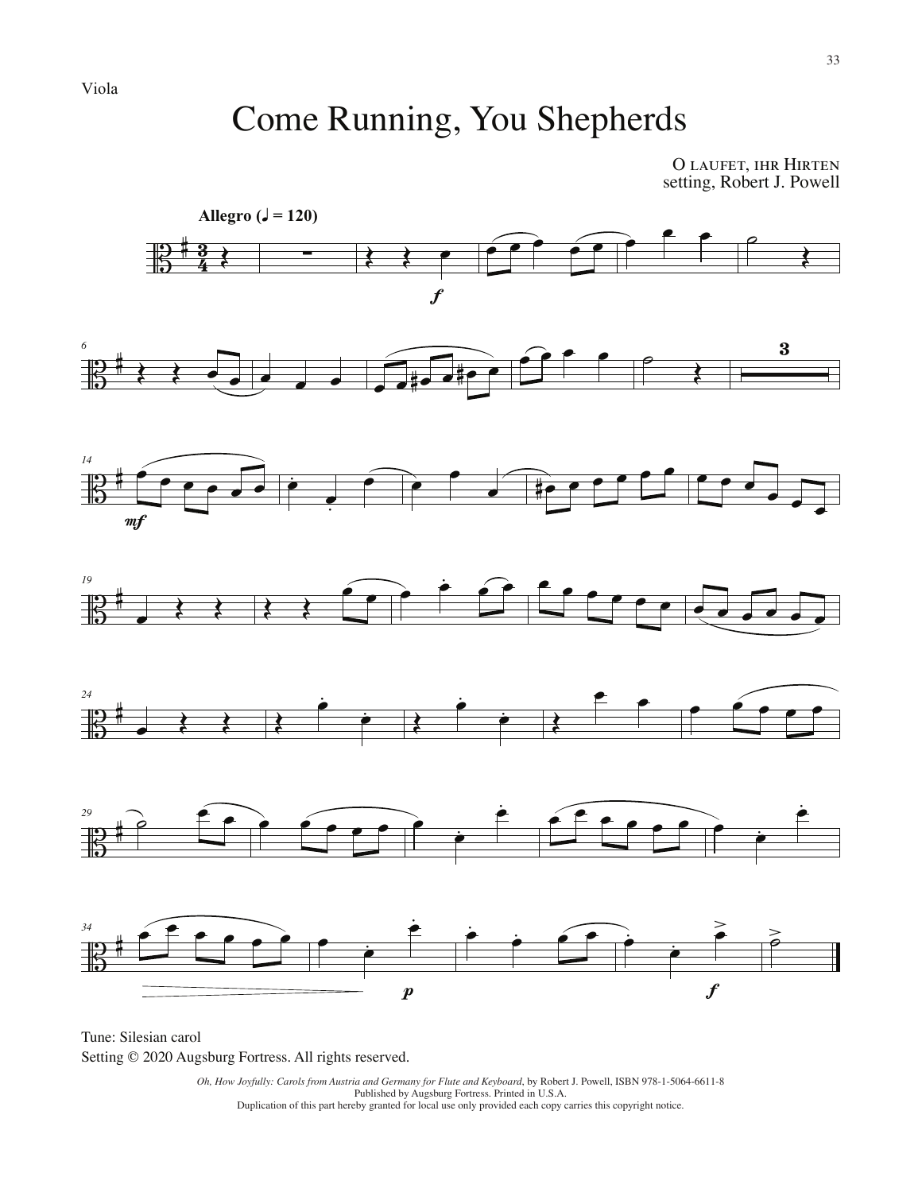Viola

# Come Running, You Shepherds

O LAUFET, IHR HIRTEN
setting, Robert J. Powell

**Allegro (♩ = 120)**

Tune: Silesian carol
Setting © 2020 Augsburg Fortress. All rights reserved.

*Oh, How Joyfully: Carols from Austria and Germany for Flute and Keyboard*, by Robert J. Powell, ISBN 978-1-5064-6611-8
Published by Augsburg Fortress. Printed in U.S.A.
Duplication of this part hereby granted for local use only provided each copy carries this copyright notice.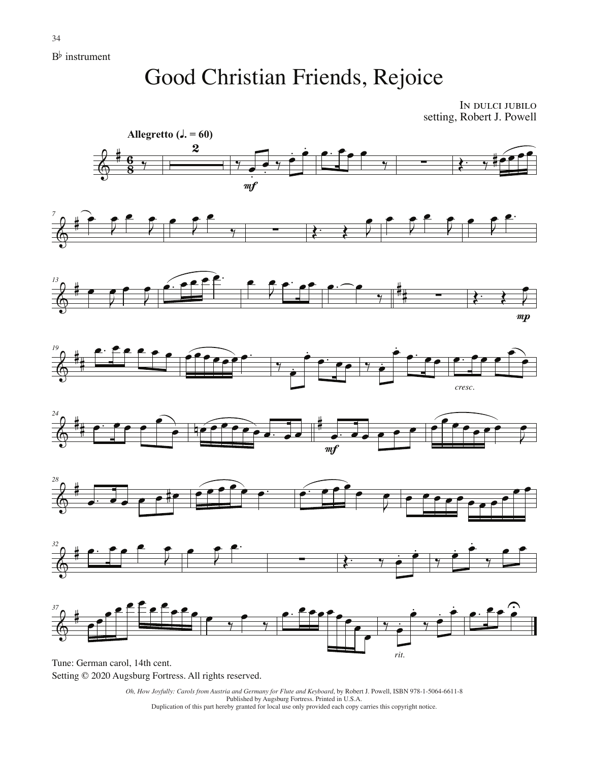B♭ instrument

# Good Christian Friends, Rejoice

IN DULCI JUBILO
setting, Robert J. Powell

**Allegretto (♩. = 60)**

Tune: German carol, 14th cent.
Setting © 2020 Augsburg Fortress. All rights reserved.

*Oh, How Joyfully: Carols from Austria and Germany for Flute and Keyboard*, by Robert J. Powell, ISBN 978-1-5064-6611-8
Published by Augsburg Fortress. Printed in U.S.A.
Duplication of this part hereby granted for local use only provided each copy carries this copyright notice.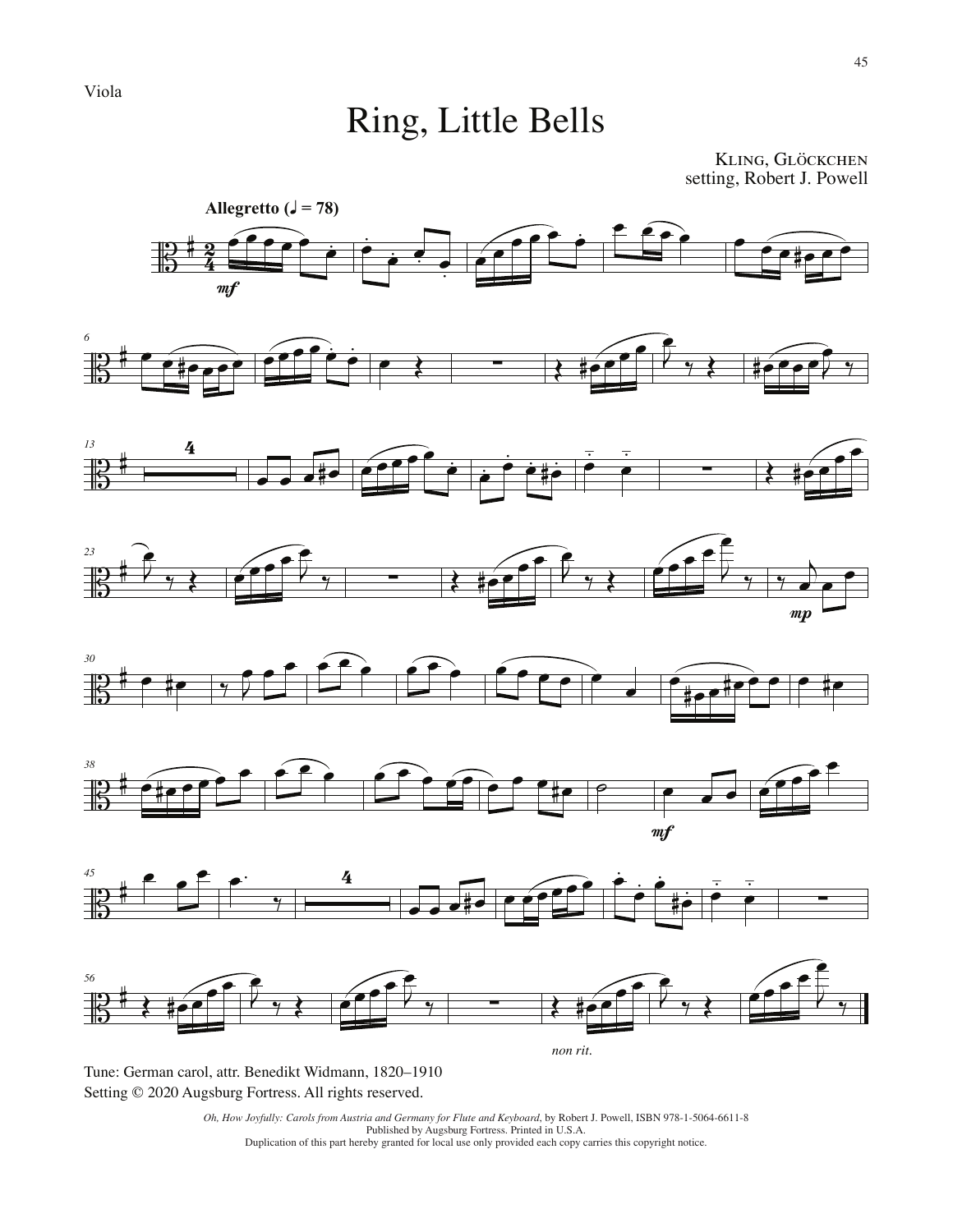Viola

# Ring, Little Bells

Kling, Glöckchen
setting, Robert J. Powell

**Allegretto (♩ = 78)**

*mf*

*mp*

*mf*

*non rit.*

Tune: German carol, attr. Benedikt Widmann, 1820–1910
Setting © 2020 Augsburg Fortress. All rights reserved.

*Oh, How Joyfully: Carols from Austria and Germany for Flute and Keyboard*, by Robert J. Powell, ISBN 978-1-5064-6611-8
Published by Augsburg Fortress. Printed in U.S.A.
Duplication of this part hereby granted for local use only provided each copy carries this copyright notice.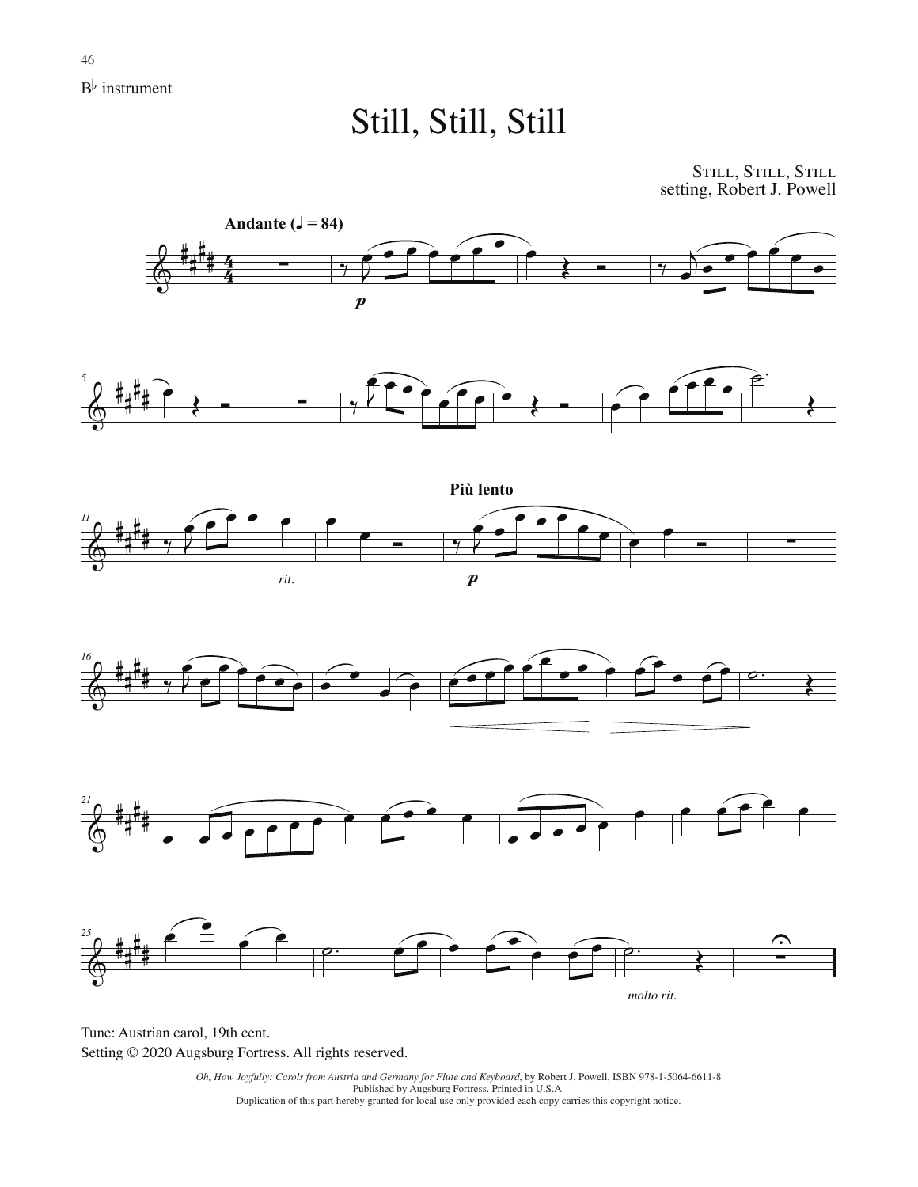B♭ instrument

# Still, Still, Still

Still, Still, Still
setting, Robert J. Powell

**Andante** (♩ = 84)

*p*

**Più lento**

*rit.*

*p*

*molto rit.*

Tune: Austrian carol, 19th cent.
Setting © 2020 Augsburg Fortress. All rights reserved.

*Oh, How Joyfully: Carols from Austria and Germany for Flute and Keyboard*, by Robert J. Powell, ISBN 978-1-5064-6611-8
Published by Augsburg Fortress. Printed in U.S.A.
Duplication of this part hereby granted for local use only provided each copy carries this copyright notice.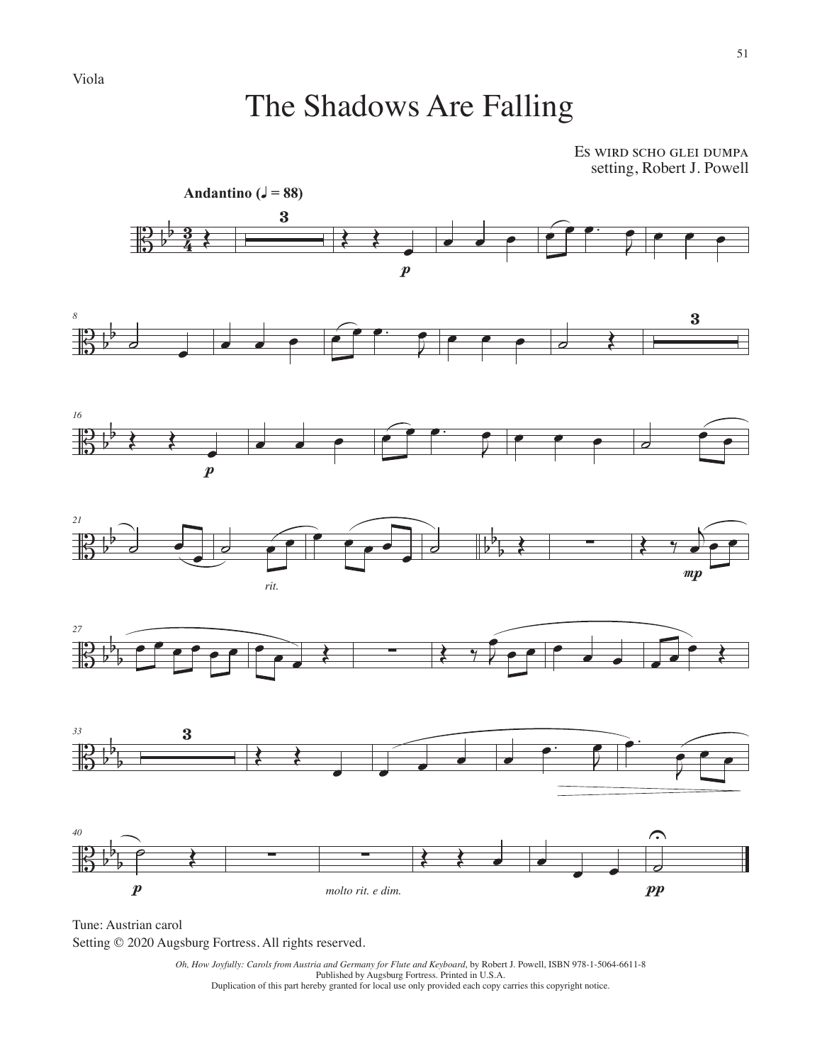Viola

# The Shadows Are Falling

Es wird scho glei dumpa
setting, Robert J. Powell

**Andantino (♩ = 88)**

Tune: Austrian carol
Setting © 2020 Augsburg Fortress. All rights reserved.

*Oh, How Joyfully: Carols from Austria and Germany for Flute and Keyboard*, by Robert J. Powell, ISBN 978-1-5064-6611-8
Published by Augsburg Fortress. Printed in U.S.A.
Duplication of this part hereby granted for local use only provided each copy carries this copyright notice.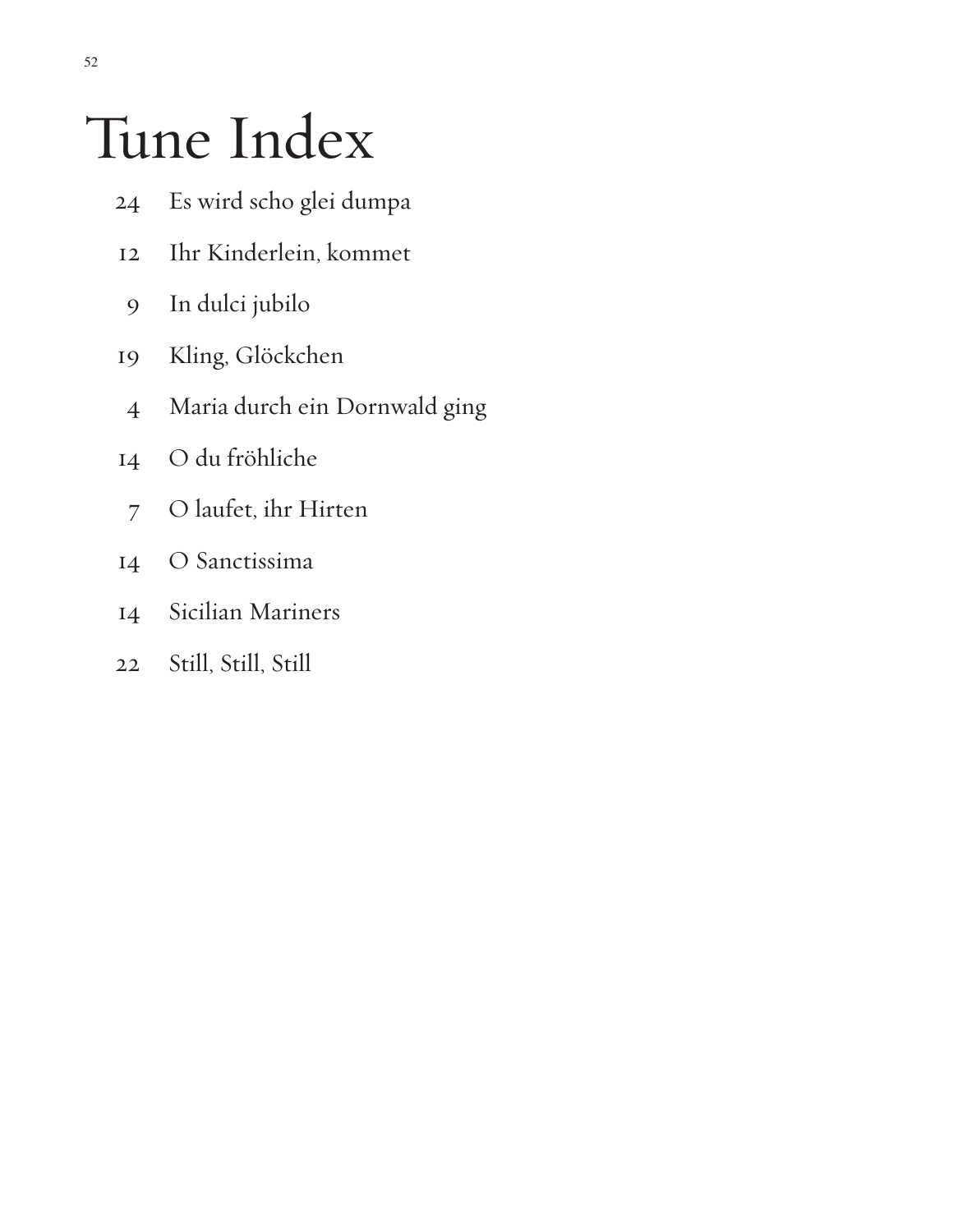# Tune Index

| | |
|---|---|
| 24 | Es wird scho glei dumpa |
| 12 | Ihr Kinderlein, kommet |
| 9 | In dulci jubilo |
| 19 | Kling, Glöckchen |
| 4 | Maria durch ein Dornwald ging |
| 14 | O du fröhliche |
| 7 | O laufet, ihr Hirten |
| 14 | O Sanctissima |
| 14 | Sicilian Mariners |
| 22 | Still, Still, Still |